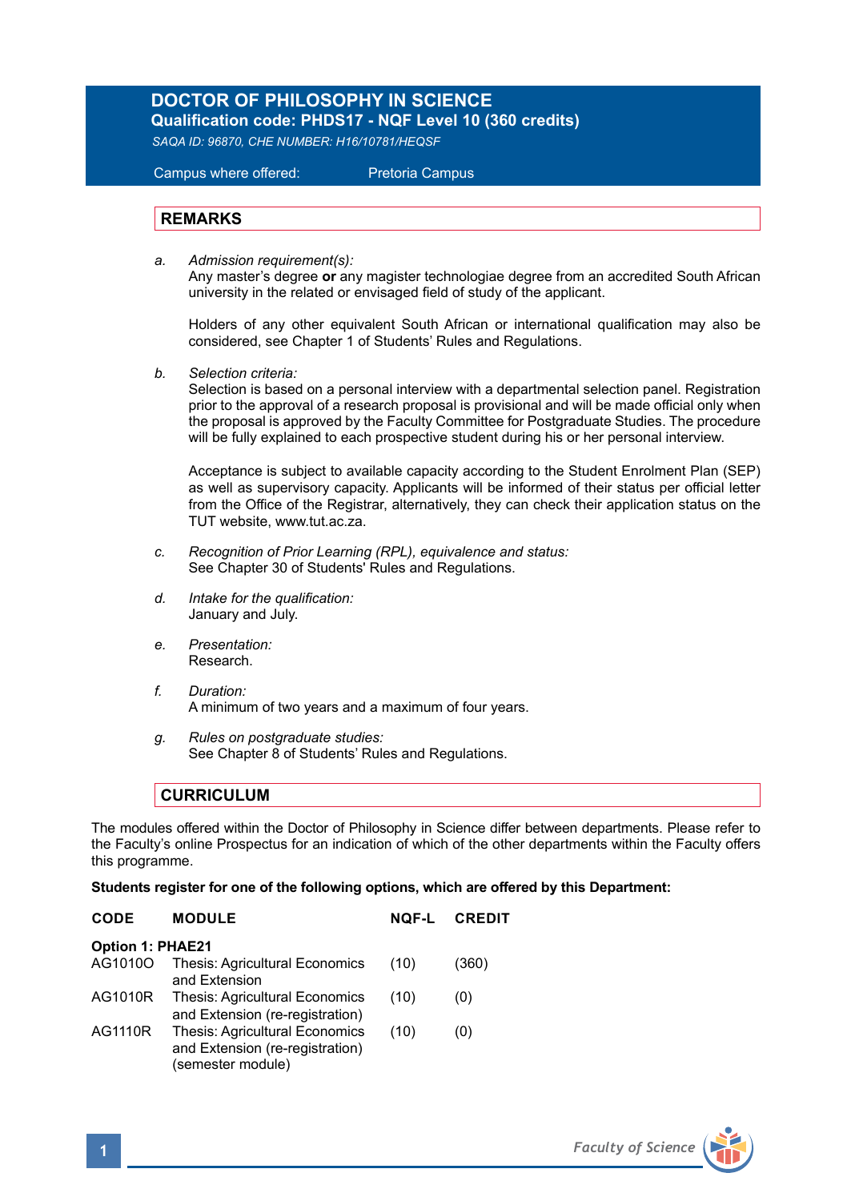# DOCTOR OF PHILOSOPHY IN SCIENCE

**Qualification code: PHDS17 - NQF Level 10 (360 credits)**

*SAQA ID: 96870, CHE NUMBER: H16/10781/HEQSF*

Campus where offered: Pretoria Campus

## REMARKS

a. *Admission requirement(s):*
   Any master's degree **or** any magister technologiae degree from an accredited South African university in the related or envisaged field of study of the applicant.

   Holders of any other equivalent South African or international qualification may also be considered, see Chapter 1 of Students' Rules and Regulations.

b. *Selection criteria:*
   Selection is based on a personal interview with a departmental selection panel. Registration prior to the approval of a research proposal is provisional and will be made official only when the proposal is approved by the Faculty Committee for Postgraduate Studies. The procedure will be fully explained to each prospective student during his or her personal interview.

   Acceptance is subject to available capacity according to the Student Enrolment Plan (SEP) as well as supervisory capacity. Applicants will be informed of their status per official letter from the Office of the Registrar, alternatively, they can check their application status on the TUT website, www.tut.ac.za.

c. *Recognition of Prior Learning (RPL), equivalence and status:*
   See Chapter 30 of Students' Rules and Regulations.

d. *Intake for the qualification:*
   January and July.

e. *Presentation:*
   Research.

f. *Duration:*
   A minimum of two years and a maximum of four years.

g. *Rules on postgraduate studies:*
   See Chapter 8 of Students' Rules and Regulations.

## CURRICULUM

The modules offered within the Doctor of Philosophy in Science differ between departments. Please refer to the Faculty's online Prospectus for an indication of which of the other departments within the Faculty offers this programme.

**Students register for one of the following options, which are offered by this Department:**

| CODE | MODULE | NQF-L | CREDIT |
|---|---|---|---|
| **Option 1: PHAE21** | | | |
| AG1010O | Thesis: Agricultural Economics and Extension | (10) | (360) |
| AG1010R | Thesis: Agricultural Economics and Extension (re-registration) | (10) | (0) |
| AG1110R | Thesis: Agricultural Economics and Extension (re-registration) (semester module) | (10) | (0) |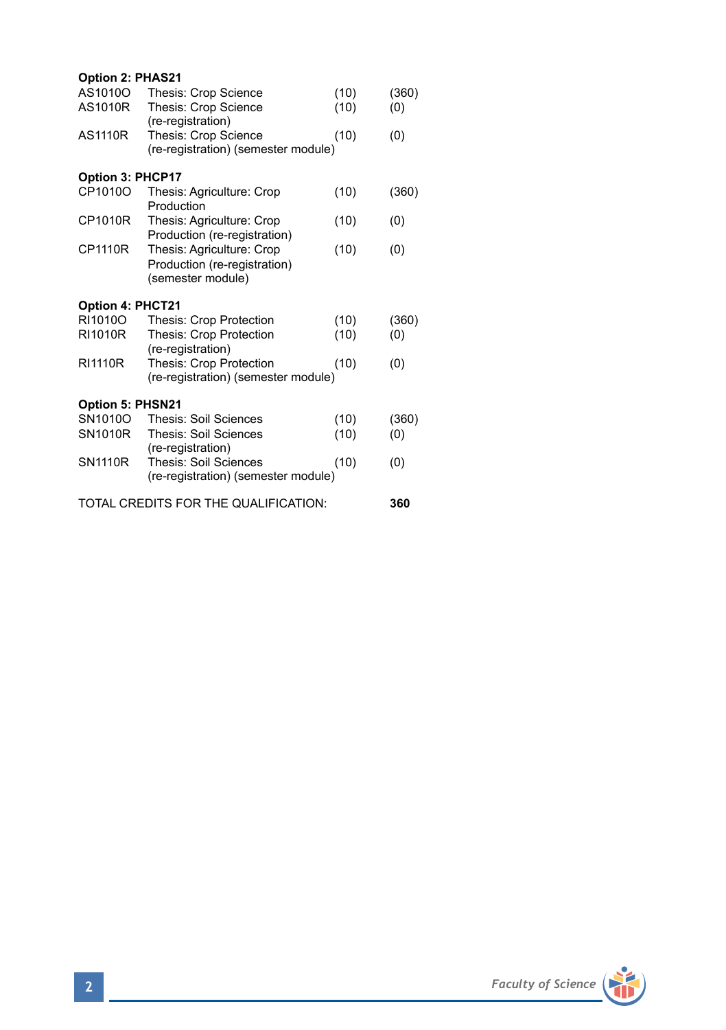**Option 2: PHAS21**

| | | | |
|---|---|---|---|
| AS1010O | Thesis: Crop Science | (10) | (360) |
| AS1010R | Thesis: Crop Science (re-registration) | (10) | (0) |
| AS1110R | Thesis: Crop Science (re-registration) (semester module) | (10) | (0) |

**Option 3: PHCP17**

| | | | |
|---|---|---|---|
| CP1010O | Thesis: Agriculture: Crop Production | (10) | (360) |
| CP1010R | Thesis: Agriculture: Crop Production (re-registration) | (10) | (0) |
| CP1110R | Thesis: Agriculture: Crop Production (re-registration) (semester module) | (10) | (0) |

**Option 4: PHCT21**

| | | | |
|---|---|---|---|
| RI1010O | Thesis: Crop Protection | (10) | (360) |
| RI1010R | Thesis: Crop Protection (re-registration) | (10) | (0) |
| RI1110R | Thesis: Crop Protection (re-registration) (semester module) | (10) | (0) |

**Option 5: PHSN21**

| | | | |
|---|---|---|---|
| SN1010O | Thesis: Soil Sciences | (10) | (360) |
| SN1010R | Thesis: Soil Sciences (re-registration) | (10) | (0) |
| SN1110R | Thesis: Soil Sciences (re-registration) (semester module) | (10) | (0) |

TOTAL CREDITS FOR THE QUALIFICATION: **360**